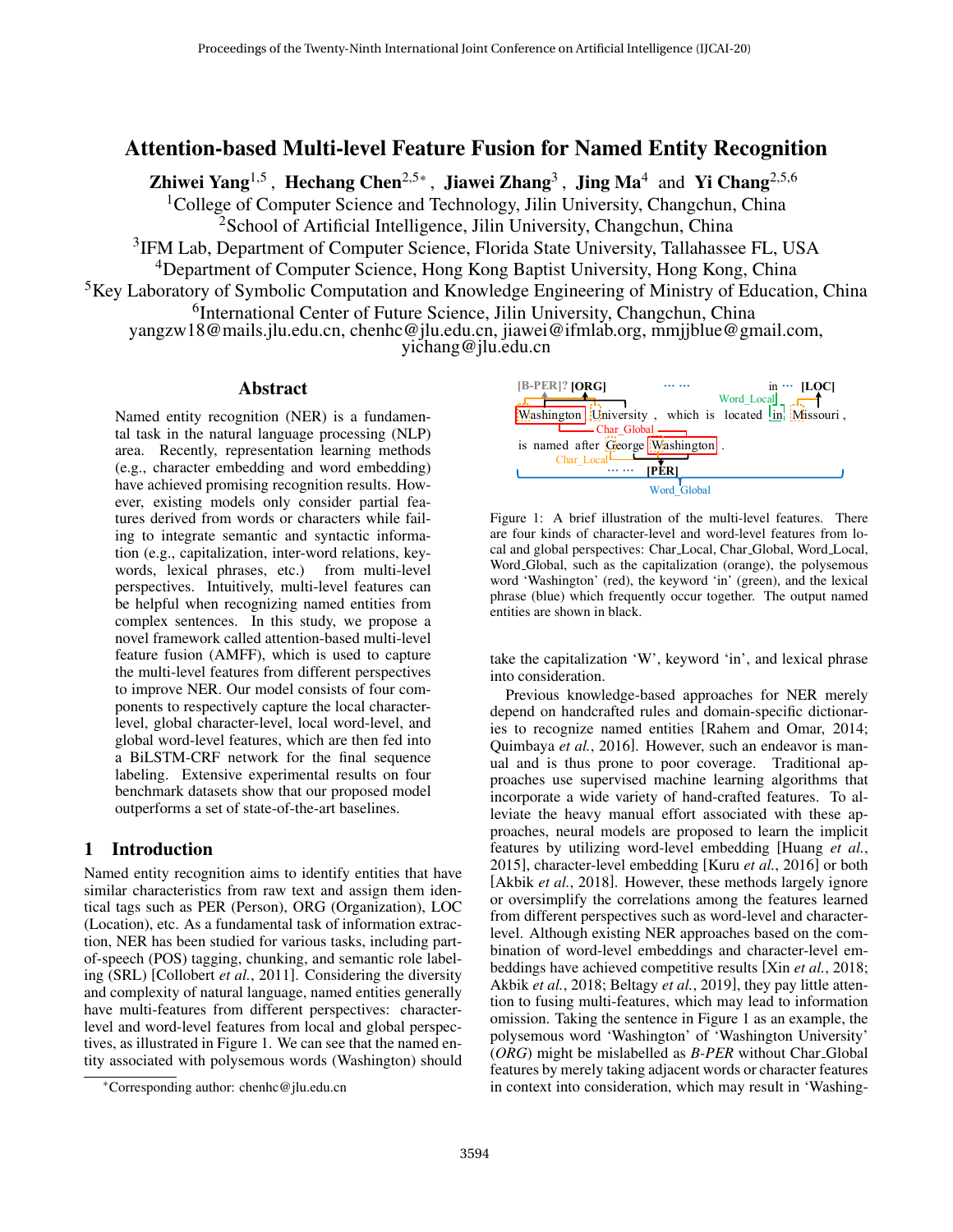# Attention-based Multi-level Feature Fusion for Named Entity Recognition

**Zhiwei Yang**[1,5] , **Hechang Chen**[2,5*] , **Jiawei Zhang**[3] , **Jing Ma**[4] and **Yi Chang**[2,5,6]

[1]College of Computer Science and Technology, Jilin University, Changchun, China
[2]School of Artificial Intelligence, Jilin University, Changchun, China
[3]IFM Lab, Department of Computer Science, Florida State University, Tallahassee FL, USA
[4]Department of Computer Science, Hong Kong Baptist University, Hong Kong, China
[5]Key Laboratory of Symbolic Computation and Knowledge Engineering of Ministry of Education, China
[6]International Center of Future Science, Jilin University, Changchun, China
yangzw18@mails.jlu.edu.cn, chenhc@jlu.edu.cn, jiawei@ifmlab.org, mmjjblue@gmail.com, yichang@jlu.edu.cn

## Abstract

Named entity recognition (NER) is a fundamental task in the natural language processing (NLP) area. Recently, representation learning methods (e.g., character embedding and word embedding) have achieved promising recognition results. However, existing models only consider partial features derived from words or characters while failing to integrate semantic and syntactic information (e.g., capitalization, inter-word relations, keywords, lexical phrases, etc.) from multi-level perspectives. Intuitively, multi-level features can be helpful when recognizing named entities from complex sentences. In this study, we propose a novel framework called attention-based multi-level feature fusion (AMFF), which is used to capture the multi-level features from different perspectives to improve NER. Our model consists of four components to respectively capture the local character-level, global character-level, local word-level, and global word-level features, which are then fed into a BiLSTM-CRF network for the final sequence labeling. Extensive experimental results on four benchmark datasets show that our proposed model outperforms a set of state-of-the-art baselines.

## 1 Introduction

Named entity recognition aims to identify entities that have similar characteristics from raw text and assign them identical tags such as PER (Person), ORG (Organization), LOC (Location), etc. As a fundamental task of information extraction, NER has been studied for various tasks, including part-of-speech (POS) tagging, chunking, and semantic role labeling (SRL) [Collobert *et al.*, 2011]. Considering the diversity and complexity of natural language, named entities generally have multi-features from different perspectives: character-level and word-level features from local and global perspectives, as illustrated in Figure 1. We can see that the named entity associated with polysemous words (Washington) should take the capitalization 'W', keyword 'in', and lexical phrase into consideration.

[B-PER]? [ORG] ⋯ ⋯ in ⋯ [LOC]
Washington University , which is located in Missouri ,
is named after George Washington .
⋯ ⋯ [PER]
Char_Local, Char_Global, Word_Local, Word_Global

Figure 1: A brief illustration of the multi-level features. There are four kinds of character-level and word-level features from local and global perspectives: Char_Local, Char_Global, Word_Local, Word_Global, such as the capitalization (orange), the polysemous word 'Washington' (red), the keyword 'in' (green), and the lexical phrase (blue) which frequently occur together. The output named entities are shown in black.

Previous knowledge-based approaches for NER merely depend on handcrafted rules and domain-specific dictionaries to recognize named entities [Rahem and Omar, 2014; Quimbaya *et al.*, 2016]. However, such an endeavor is manual and is thus prone to poor coverage. Traditional approaches use supervised machine learning algorithms that incorporate a wide variety of hand-crafted features. To alleviate the heavy manual effort associated with these approaches, neural models are proposed to learn the implicit features by utilizing word-level embedding [Huang *et al.*, 2015], character-level embedding [Kuru *et al.*, 2016] or both [Akbik *et al.*, 2018]. However, these methods largely ignore or oversimplify the correlations among the features learned from different perspectives such as word-level and character-level. Although existing NER approaches based on the combination of word-level embeddings and character-level embeddings have achieved competitive results [Xin *et al.*, 2018; Akbik *et al.*, 2018; Beltagy *et al.*, 2019], they pay little attention to fusing multi-features, which may lead to information omission. Taking the sentence in Figure 1 as an example, the polysemous word 'Washington' of 'Washington University' (*ORG*) might be mislabelled as *B-PER* without Char_Global features by merely taking adjacent words or character features in context into consideration, which may result in 'Washing-

*Corresponding author: chenhc@jlu.edu.cn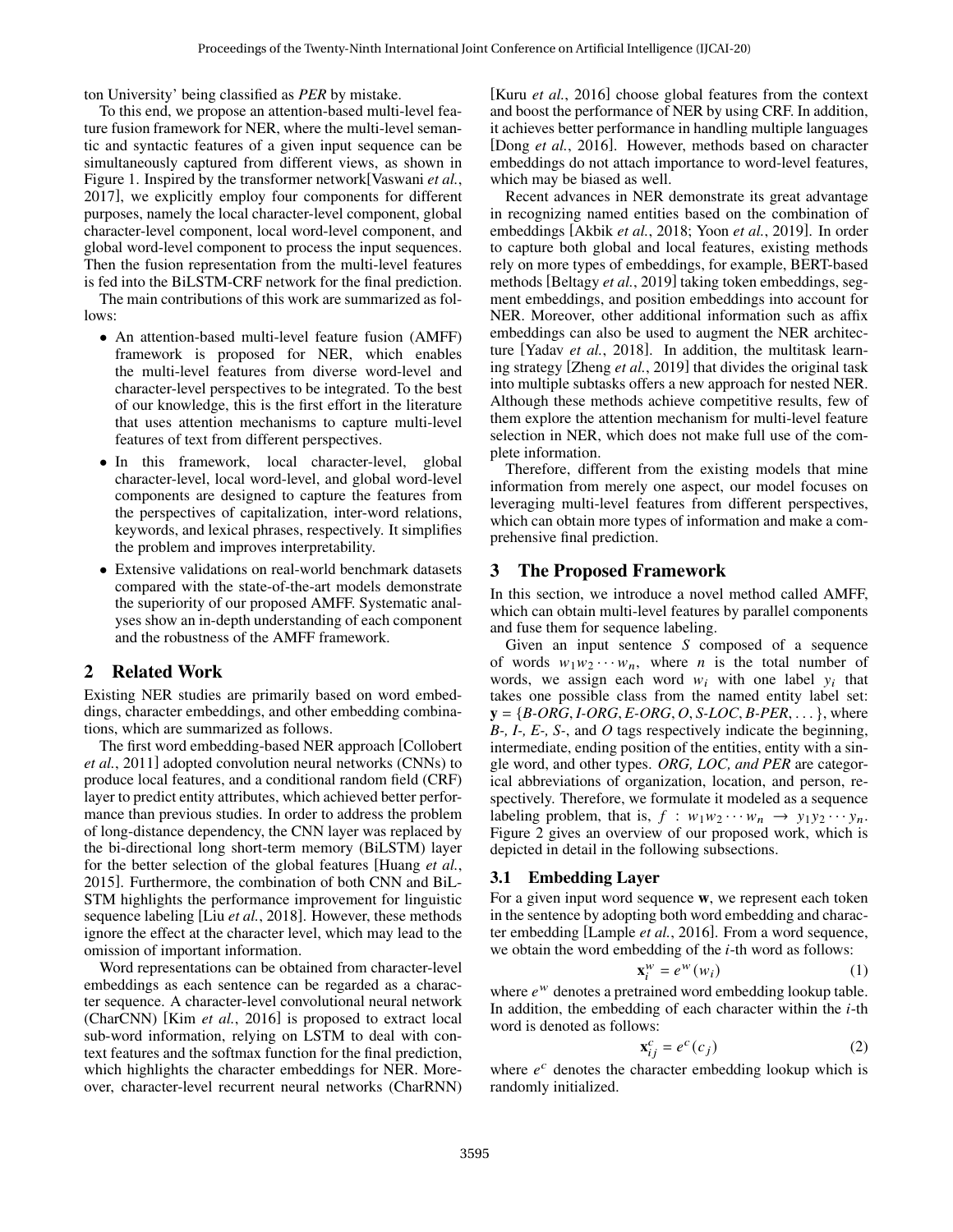ton University' being classified as *PER* by mistake.

To this end, we propose an attention-based multi-level feature fusion framework for NER, where the multi-level semantic and syntactic features of a given input sequence can be simultaneously captured from different views, as shown in Figure 1. Inspired by the transformer network[Vaswani *et al.*, 2017], we explicitly employ four components for different purposes, namely the local character-level component, global character-level component, local word-level component, and global word-level component to process the input sequences. Then the fusion representation from the multi-level features is fed into the BiLSTM-CRF network for the final prediction.

The main contributions of this work are summarized as follows:

- An attention-based multi-level feature fusion (AMFF) framework is proposed for NER, which enables the multi-level features from diverse word-level and character-level perspectives to be integrated. To the best of our knowledge, this is the first effort in the literature that uses attention mechanisms to capture multi-level features of text from different perspectives.
- In this framework, local character-level, global character-level, local word-level, and global word-level components are designed to capture the features from the perspectives of capitalization, inter-word relations, keywords, and lexical phrases, respectively. It simplifies the problem and improves interpretability.
- Extensive validations on real-world benchmark datasets compared with the state-of-the-art models demonstrate the superiority of our proposed AMFF. Systematic analyses show an in-depth understanding of each component and the robustness of the AMFF framework.

## 2 Related Work

Existing NER studies are primarily based on word embeddings, character embeddings, and other embedding combinations, which are summarized as follows.

The first word embedding-based NER approach [Collobert *et al.*, 2011] adopted convolution neural networks (CNNs) to produce local features, and a conditional random field (CRF) layer to predict entity attributes, which achieved better performance than previous studies. In order to address the problem of long-distance dependency, the CNN layer was replaced by the bi-directional long short-term memory (BiLSTM) layer for the better selection of the global features [Huang *et al.*, 2015]. Furthermore, the combination of both CNN and BiLSTM highlights the performance improvement for linguistic sequence labeling [Liu *et al.*, 2018]. However, these methods ignore the effect at the character level, which may lead to the omission of important information.

Word representations can be obtained from character-level embeddings as each sentence can be regarded as a character sequence. A character-level convolutional neural network (CharCNN) [Kim *et al.*, 2016] is proposed to extract local sub-word information, relying on LSTM to deal with context features and the softmax function for the final prediction, which highlights the character embeddings for NER. Moreover, character-level recurrent neural networks (CharRNN) [Kuru *et al.*, 2016] choose global features from the context and boost the performance of NER by using CRF. In addition, it achieves better performance in handling multiple languages [Dong *et al.*, 2016]. However, methods based on character embeddings do not attach importance to word-level features, which may be biased as well.

Recent advances in NER demonstrate its great advantage in recognizing named entities based on the combination of embeddings [Akbik *et al.*, 2018; Yoon *et al.*, 2019]. In order to capture both global and local features, existing methods rely on more types of embeddings, for example, BERT-based methods [Beltagy *et al.*, 2019] taking token embeddings, segment embeddings, and position embeddings into account for NER. Moreover, other additional information such as affix embeddings can also be used to augment the NER architecture [Yadav *et al.*, 2018]. In addition, the multitask learning strategy [Zheng *et al.*, 2019] that divides the original task into multiple subtasks offers a new approach for nested NER. Although these methods achieve competitive results, few of them explore the attention mechanism for multi-level feature selection in NER, which does not make full use of the complete information.

Therefore, different from the existing models that mine information from merely one aspect, our model focuses on leveraging multi-level features from different perspectives, which can obtain more types of information and make a comprehensive final prediction.

## 3 The Proposed Framework

In this section, we introduce a novel method called AMFF, which can obtain multi-level features by parallel components and fuse them for sequence labeling.

Given an input sentence $S$ composed of a sequence of words $w_1 w_2 \cdots w_n$, where $n$ is the total number of words, we assign each word $w_i$ with one label $y_i$ that takes one possible class from the named entity label set: $\mathbf{y} = \{B\text{-}ORG, I\text{-}ORG, E\text{-}ORG, O, S\text{-}LOC, B\text{-}PER, \ldots\}$, where *B-, I-, E-, S-*, and *O* tags respectively indicate the beginning, intermediate, ending position of the entities, entity with a single word, and other types. *ORG, LOC, and PER* are categorical abbreviations of organization, location, and person, respectively. Therefore, we formulate it modeled as a sequence labeling problem, that is, $f : w_1 w_2 \cdots w_n \rightarrow y_1 y_2 \cdots y_n$. Figure 2 gives an overview of our proposed work, which is depicted in detail in the following subsections.

### 3.1 Embedding Layer

For a given input word sequence $\mathbf{w}$, we represent each token in the sentence by adopting both word embedding and character embedding [Lample *et al.*, 2016]. From a word sequence, we obtain the word embedding of the $i$-th word as follows:

$$\mathbf{x}_i^w = e^w(w_i) \tag{1}$$

where $e^w$ denotes a pretrained word embedding lookup table. In addition, the embedding of each character within the $i$-th word is denoted as follows:

$$\mathbf{x}_{ij}^c = e^c(c_j) \tag{2}$$

where $e^c$ denotes the character embedding lookup which is randomly initialized.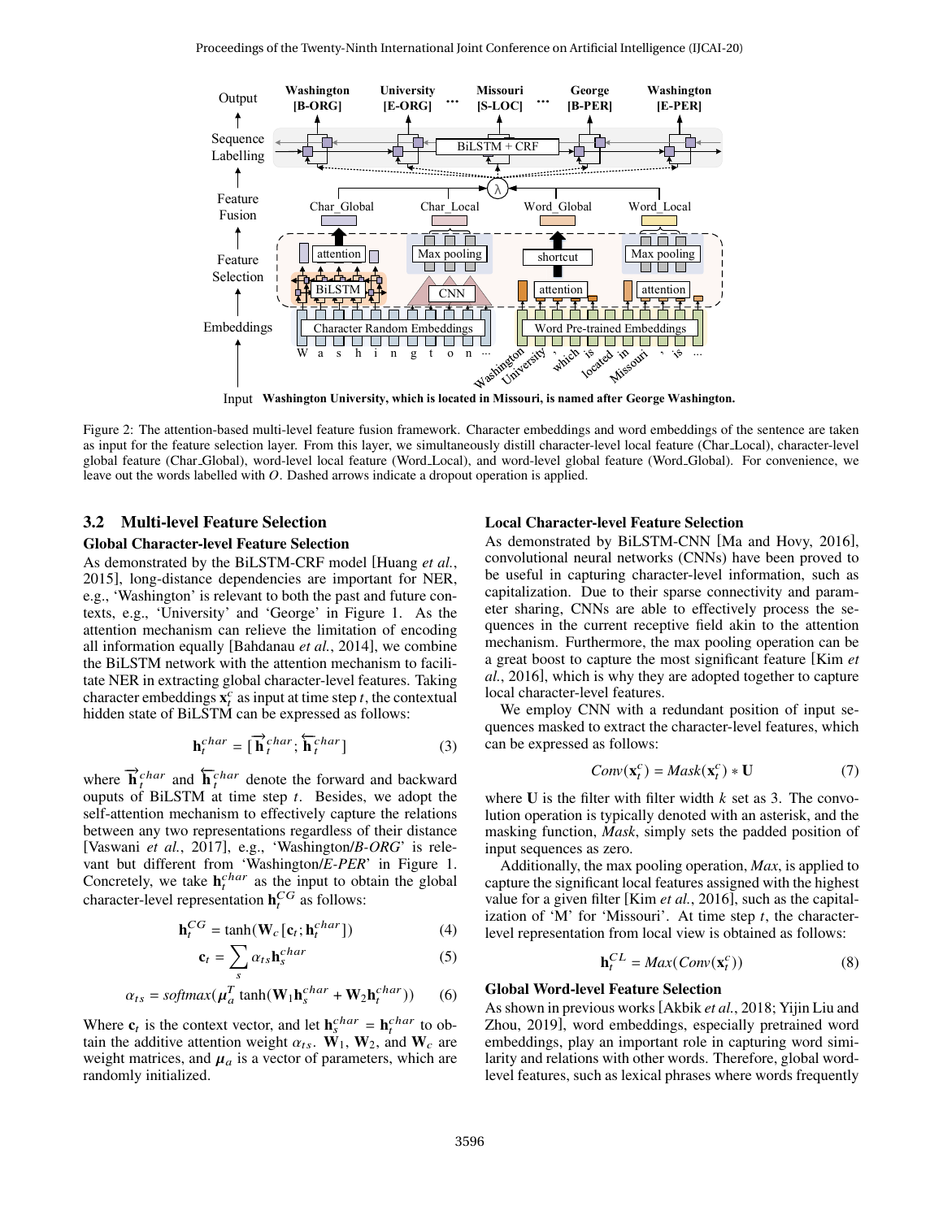Figure 2: The attention-based multi-level feature fusion framework. Character embeddings and word embeddings of the sentence are taken as input for the feature selection layer. From this layer, we simultaneously distill character-level local feature (Char_Local), character-level global feature (Char_Global), word-level local feature (Word_Local), and word-level global feature (Word_Global). For convenience, we leave out the words labelled with $O$. Dashed arrows indicate a dropout operation is applied.

### 3.2 Multi-level Feature Selection

**Global Character-level Feature Selection**

As demonstrated by the BiLSTM-CRF model [Huang *et al.*, 2015], long-distance dependencies are important for NER, e.g., 'Washington' is relevant to both the past and future contexts, e.g., 'University' and 'George' in Figure 1. As the attention mechanism can relieve the limitation of encoding all information equally [Bahdanau *et al.*, 2014], we combine the BiLSTM network with the attention mechanism to facilitate NER in extracting global character-level features. Taking character embeddings $\mathbf{x}_t^c$ as input at time step $t$, the contextual hidden state of BiLSTM can be expressed as follows:

$$\mathbf{h}_t^{char} = [\overrightarrow{\mathbf{h}}_t^{char}; \overleftarrow{\mathbf{h}}_t^{char}] \tag{3}$$

where $\overrightarrow{\mathbf{h}}_t^{char}$ and $\overleftarrow{\mathbf{h}}_t^{char}$ denote the forward and backward ouputs of BiLSTM at time step $t$. Besides, we adopt the self-attention mechanism to effectively capture the relations between any two representations regardless of their distance [Vaswani *et al.*, 2017], e.g., 'Washington/*B-ORG*' is relevant but different from 'Washington/*E-PER*' in Figure 1. Concretely, we take $\mathbf{h}_t^{char}$ as the input to obtain the global character-level representation $\mathbf{h}_t^{CG}$ as follows:

$$\mathbf{h}_t^{CG} = \tanh(\mathbf{W}_c[\mathbf{c}_t; \mathbf{h}_t^{char}]) \tag{4}$$

$$\mathbf{c}_t = \sum_s \alpha_{ts}\mathbf{h}_s^{char} \tag{5}$$

$$\alpha_{ts} = softmax(\boldsymbol{\mu}_a^T \tanh(\mathbf{W}_1\mathbf{h}_s^{char} + \mathbf{W}_2\mathbf{h}_t^{char})) \tag{6}$$

Where $\mathbf{c}_t$ is the context vector, and let $\mathbf{h}_s^{char} = \mathbf{h}_t^{char}$ to obtain the additive attention weight $\alpha_{ts}$. $\mathbf{W}_1$, $\mathbf{W}_2$, and $\mathbf{W}_c$ are weight matrices, and $\boldsymbol{\mu}_a$ is a vector of parameters, which are randomly initialized.

**Local Character-level Feature Selection**

As demonstrated by BiLSTM-CNN [Ma and Hovy, 2016], convolutional neural networks (CNNs) have been proved to be useful in capturing character-level information, such as capitalization. Due to their sparse connectivity and parameter sharing, CNNs are able to effectively process the sequences in the current receptive field akin to the attention mechanism. Furthermore, the max pooling operation can be a great boost to capture the most significant feature [Kim *et al.*, 2016], which is why they are adopted together to capture local character-level features.

We employ CNN with a redundant position of input sequences masked to extract the character-level features, which can be expressed as follows:

$$Conv(\mathbf{x}_t^c) = Mask(\mathbf{x}_t^c) * \mathbf{U} \tag{7}$$

where $\mathbf{U}$ is the filter with filter width $k$ set as 3. The convolution operation is typically denoted with an asterisk, and the masking function, *Mask*, simply sets the padded position of input sequences as zero.

Additionally, the max pooling operation, *Max*, is applied to capture the significant local features assigned with the highest value for a given filter [Kim *et al.*, 2016], such as the capitalization of 'M' for 'Missouri'. At time step $t$, the character-level representation from local view is obtained as follows:

$$\mathbf{h}_t^{CL} = Max(Conv(\mathbf{x}_t^c)) \tag{8}$$

**Global Word-level Feature Selection**

As shown in previous works [Akbik *et al.*, 2018; Yijin Liu and Zhou, 2019], word embeddings, especially pretrained word embeddings, play an important role in capturing word similarity and relations with other words. Therefore, global word-level features, such as lexical phrases where words frequently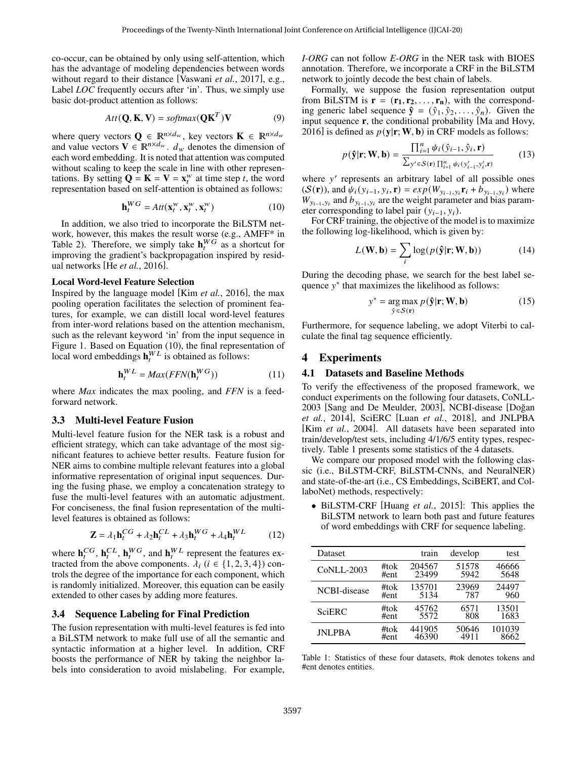co-occur, can be obtained by only using self-attention, which has the advantage of modeling dependencies between words without regard to their distance [Vaswani *et al.*, 2017], e.g., Label *LOC* frequently occurs after 'in'. Thus, we simply use basic dot-product attention as follows:

$$Att(\mathbf{Q}, \mathbf{K}, \mathbf{V}) = softmax(\mathbf{Q}\mathbf{K}^T)\mathbf{V} \tag{9}$$

where query vectors $\mathbf{Q} \in \mathbb{R}^{n \times d_w}$, key vectors $\mathbf{K} \in \mathbb{R}^{n \times d_w}$ and value vectors $\mathbf{V} \in \mathbb{R}^{n \times d_w}$. $d_w$ denotes the dimension of each word embedding. It is noted that attention was computed without scaling to keep the scale in line with other representations. By setting $\mathbf{Q} = \mathbf{K} = \mathbf{V} = \mathbf{x}_t^w$ at time step $t$, the word representation based on self-attention is obtained as follows:

$$\mathbf{h}_t^{WG} = Att(\mathbf{x}_t^w, \mathbf{x}_t^w, \mathbf{x}_t^w) \tag{10}$$

In addition, we also tried to incorporate the BiLSTM network, however, this makes the result worse (e.g., AMFF* in Table 2). Therefore, we simply take $\mathbf{h}_t^{WG}$ as a shortcut for improving the gradient's backpropagation inspired by residual networks [He *et al.*, 2016].

**Local Word-level Feature Selection**

Inspired by the language model [Kim *et al.*, 2016], the max pooling operation facilitates the selection of prominent features, for example, we can distill local word-level features from inter-word relations based on the attention mechanism, such as the relevant keyword 'in' from the input sequence in Figure 1. Based on Equation (10), the final representation of local word embeddings $\mathbf{h}_t^{WL}$ is obtained as follows:

$$\mathbf{h}_t^{WL} = Max(FFN(\mathbf{h}_t^{WG})) \tag{11}$$

where *Max* indicates the max pooling, and *FFN* is a feed-forward network.

### 3.3 Multi-level Feature Fusion

Multi-level feature fusion for the NER task is a robust and efficient strategy, which can take advantage of the most significant features to achieve better results. Feature fusion for NER aims to combine multiple relevant features into a global informative representation of original input sequences. During the fusing phase, we employ a concatenation strategy to fuse the multi-level features with an automatic adjustment. For conciseness, the final fusion representation of the multi-level features is obtained as follows:

$$\mathbf{Z} = \lambda_1 \mathbf{h}_t^{CG} + \lambda_2 \mathbf{h}_t^{CL} + \lambda_3 \mathbf{h}_t^{WG} + \lambda_4 \mathbf{h}_t^{WL} \tag{12}$$

where $\mathbf{h}_t^{CG}$, $\mathbf{h}_t^{CL}$, $\mathbf{h}_t^{WG}$, and $\mathbf{h}_t^{WL}$ represent the features extracted from the above components. $\lambda_i$ ($i \in \{1, 2, 3, 4\}$) controls the degree of the importance for each component, which is randomly initialized. Moreover, this equation can be easily extended to other cases by adding more features.

### 3.4 Sequence Labeling for Final Prediction

The fusion representation with multi-level features is fed into a BiLSTM network to make full use of all the semantic and syntactic information at a higher level. In addition, CRF boosts the performance of NER by taking the neighbor labels into consideration to avoid mislabeling. For example, *I-ORG* can not follow *E-ORG* in the NER task with BIOES annotation. Therefore, we incorporate a CRF in the BiLSTM network to jointly decode the best chain of labels.

Formally, we suppose the fusion representation output from BiLSTM is $\mathbf{r} = (\mathbf{r_1}, \mathbf{r_2}, \ldots, \mathbf{r_n})$, with the corresponding generic label sequence $\hat{\mathbf{y}} = (\hat{y}_1, \hat{y}_2, \ldots, \hat{y}_n)$. Given the input sequence $\mathbf{r}$, the conditional probability [Ma and Hovy, 2016] is defined as $p(\mathbf{y}|\mathbf{r}; \mathbf{W}, \mathbf{b})$ in CRF models as follows:

$$p(\hat{\mathbf{y}}|\mathbf{r}; \mathbf{W}, \mathbf{b}) = \frac{\prod_{i=1}^{n} \psi_i(\hat{y}_{i-1}, \hat{y}_i, \mathbf{r})}{\sum_{y' \in \mathcal{S}(\mathbf{r})} \prod_{i=1}^{n} \psi_i(y'_{i-1}, y'_i, \mathbf{r})} \tag{13}$$

where $y'$ represents an arbitrary label of all possible ones ($\mathcal{S}(\mathbf{r})$), and $\psi_i(y_{i-1}, y_i, \mathbf{r}) = exp(W_{y_{i-1}, y_i}\mathbf{r}_i + b_{y_{i-1}, y_i})$ where $W_{y_{i-1}, y_i}$ and $b_{y_{i-1}, y_i}$ are the weight parameter and bias parameter corresponding to label pair $(y_{i-1}, y_i)$.

For CRF training, the objective of the model is to maximize the following log-likelihood, which is given by:

$$L(\mathbf{W}, \mathbf{b}) = \sum_i \log(p(\hat{\mathbf{y}}|\mathbf{r}; \mathbf{W}, \mathbf{b})) \tag{14}$$

During the decoding phase, we search for the best label sequence $y^*$ that maximizes the likelihood as follows:

$$y^* = \underset{\hat{y} \in \mathcal{S}(\mathbf{r})}{\arg\max}\, p(\hat{\mathbf{y}}|\mathbf{r}; \mathbf{W}, \mathbf{b}) \tag{15}$$

Furthermore, for sequence labeling, we adopt Viterbi to calculate the final tag sequence efficiently.

## 4 Experiments

### 4.1 Datasets and Baseline Methods

To verify the effectiveness of the proposed framework, we conduct experiments on the following four datasets, CoNLL-2003 [Sang and De Meulder, 2003], NCBI-disease [Doğan *et al.*, 2014], SciERC [Luan *et al.*, 2018], and JNLPBA [Kim *et al.*, 2004]. All datasets have been separated into train/develop/test sets, including 4/1/6/5 entity types, respectively. Table 1 presents some statistics of the 4 datasets.

We compare our proposed model with the following classic (i.e., BiLSTM-CRF, BiLSTM-CNNs, and NeuralNER) and state-of-the-art (i.e., CS Embeddings, SciBERT, and CollaboNet) methods, respectively:

- BiLSTM-CRF [Huang *et al.*, 2015]: This applies the BiLSTM network to learn both past and future features of word embeddings with CRF for sequence labeling.

| Dataset | | train | develop | test |
|---|---|---|---|---|
| CoNLL-2003 | #tok | 204567 | 51578 | 46666 |
| | #ent | 23499 | 5942 | 5648 |
| NCBI-disease | #tok | 135701 | 23969 | 24497 |
| | #ent | 5134 | 787 | 960 |
| SciERC | #tok | 45762 | 6571 | 13501 |
| | #ent | 5572 | 808 | 1683 |
| JNLPBA | #tok | 441905 | 50646 | 101039 |
| | #ent | 46390 | 4911 | 8662 |

Table 1: Statistics of these four datasets, #tok denotes tokens and #ent denotes entities.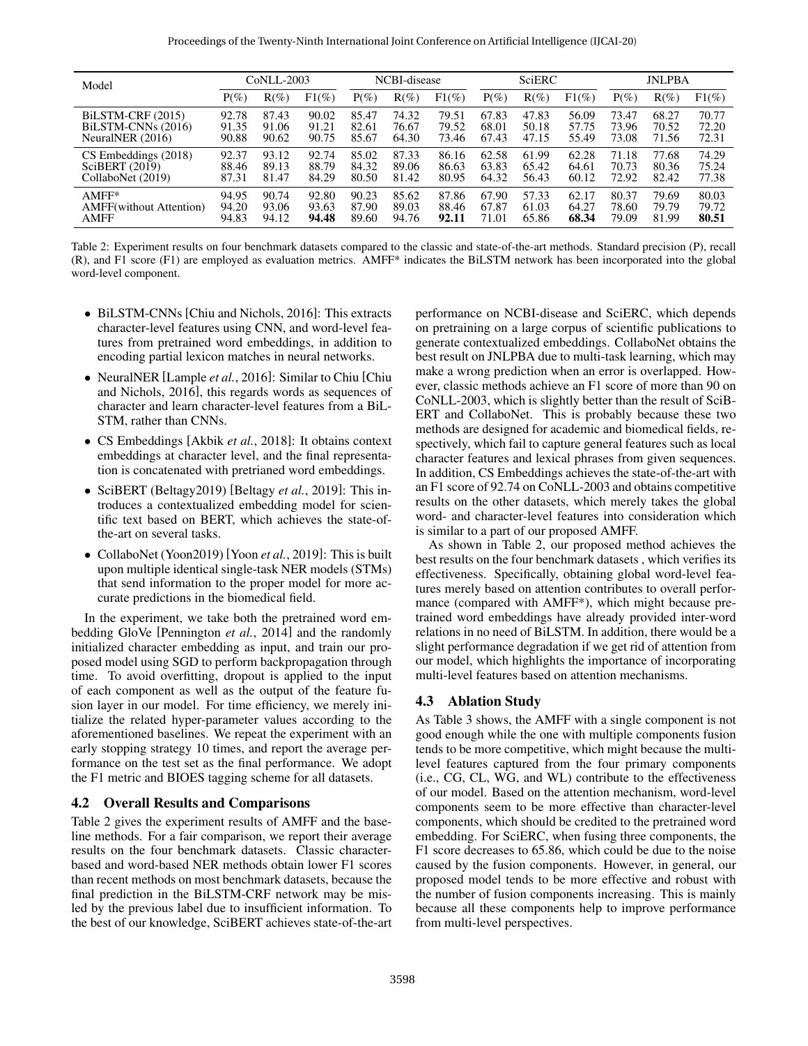| Model | CoNLL-2003 | | | NCBI-disease | | | SciERC | | | JNLPBA | | |
|---|---|---|---|---|---|---|---|---|---|---|---|---|
| | P(%) | R(%) | F1(%) | P(%) | R(%) | F1(%) | P(%) | R(%) | F1(%) | P(%) | R(%) | F1(%) |
| BiLSTM-CRF (2015) | 92.78 | 87.43 | 90.02 | 85.47 | 74.32 | 79.51 | 67.83 | 47.83 | 56.09 | 73.47 | 68.27 | 70.77 |
| BiLSTM-CNNs (2016) | 91.35 | 91.06 | 91.21 | 82.61 | 76.67 | 79.52 | 68.01 | 50.18 | 57.75 | 73.96 | 70.52 | 72.20 |
| NeuralNER (2016) | 90.88 | 90.62 | 90.75 | 85.67 | 64.30 | 73.46 | 67.43 | 47.15 | 55.49 | 73.08 | 71.56 | 72.31 |
| CS Embeddings (2018) | 92.37 | 93.12 | 92.74 | 85.02 | 87.33 | 86.16 | 62.58 | 61.99 | 62.28 | 71.18 | 77.68 | 74.29 |
| SciBERT (2019) | 88.46 | 89.13 | 88.79 | 84.32 | 89.06 | 86.63 | 63.83 | 65.42 | 64.61 | 70.73 | 80.36 | 75.24 |
| CollaboNet (2019) | 87.31 | 81.47 | 84.29 | 80.50 | 81.42 | 80.95 | 64.32 | 56.43 | 60.12 | 72.92 | 82.42 | 77.38 |
| AMFF* | 94.95 | 90.74 | 92.80 | 90.23 | 85.62 | 87.86 | 67.90 | 57.33 | 62.17 | 80.37 | 79.69 | 80.03 |
| AMFF(without Attention) | 94.20 | 93.06 | 93.63 | 87.90 | 89.03 | 88.46 | 67.87 | 61.03 | 64.27 | 78.60 | 79.79 | 79.72 |
| AMFF | 94.83 | 94.12 | **94.48** | 89.60 | 94.76 | **92.11** | 71.01 | 65.86 | **68.34** | 79.09 | 81.99 | **80.51** |

Table 2: Experiment results on four benchmark datasets compared to the classic and state-of-the-art methods. Standard precision (P), recall (R), and F1 score (F1) are employed as evaluation metrics. AMFF* indicates the BiLSTM network has been incorporated into the global word-level component.

- BiLSTM-CNNs [Chiu and Nichols, 2016]: This extracts character-level features using CNN, and word-level features from pretrained word embeddings, in addition to encoding partial lexicon matches in neural networks.
- NeuralNER [Lample *et al.*, 2016]: Similar to Chiu [Chiu and Nichols, 2016], this regards words as sequences of character and learn character-level features from a BiLSTM, rather than CNNs.
- CS Embeddings [Akbik *et al.*, 2018]: It obtains context embeddings at character level, and the final representation is concatenated with pretrianed word embeddings.
- SciBERT (Beltagy2019) [Beltagy *et al.*, 2019]: This introduces a contextualized embedding model for scientific text based on BERT, which achieves the state-of-the-art on several tasks.
- CollaboNet (Yoon2019) [Yoon *et al.*, 2019]: This is built upon multiple identical single-task NER models (STMs) that send information to the proper model for more accurate predictions in the biomedical field.

In the experiment, we take both the pretrained word embedding GloVe [Pennington *et al.*, 2014] and the randomly initialized character embedding as input, and train our proposed model using SGD to perform backpropagation through time. To avoid overfitting, dropout is applied to the input of each component as well as the output of the feature fusion layer in our model. For time efficiency, we merely initialize the related hyper-parameter values according to the aforementioned baselines. We repeat the experiment with an early stopping strategy 10 times, and report the average performance on the test set as the final performance. We adopt the F1 metric and BIOES tagging scheme for all datasets.

### 4.2 Overall Results and Comparisons

Table 2 gives the experiment results of AMFF and the baseline methods. For a fair comparison, we report their average results on the four benchmark datasets. Classic character-based and word-based NER methods obtain lower F1 scores than recent methods on most benchmark datasets, because the final prediction in the BiLSTM-CRF network may be misled by the previous label due to insufficient information. To the best of our knowledge, SciBERT achieves state-of-the-art performance on NCBI-disease and SciERC, which depends on pretraining on a large corpus of scientific publications to generate contextualized embeddings. CollaboNet obtains the best result on JNLPBA due to multi-task learning, which may make a wrong prediction when an error is overlapped. However, classic methods achieve an F1 score of more than 90 on CoNLL-2003, which is slightly better than the result of SciBERT and CollaboNet. This is probably because these two methods are designed for academic and biomedical fields, respectively, which fail to capture general features such as local character features and lexical phrases from given sequences. In addition, CS Embeddings achieves the state-of-the-art with an F1 score of 92.74 on CoNLL-2003 and obtains competitive results on the other datasets, which merely takes the global word- and character-level features into consideration which is similar to a part of our proposed AMFF.

As shown in Table 2, our proposed method achieves the best results on the four benchmark datasets , which verifies its effectiveness. Specifically, obtaining global word-level features merely based on attention contributes to overall performance (compared with AMFF*), which might because pretrained word embeddings have already provided inter-word relations in no need of BiLSTM. In addition, there would be a slight performance degradation if we get rid of attention from our model, which highlights the importance of incorporating multi-level features based on attention mechanisms.

### 4.3 Ablation Study

As Table 3 shows, the AMFF with a single component is not good enough while the one with multiple components fusion tends to be more competitive, which might because the multi-level features captured from the four primary components (i.e., CG, CL, WG, and WL) contribute to the effectiveness of our model. Based on the attention mechanism, word-level components seem to be more effective than character-level components, which should be credited to the pretrained word embedding. For SciERC, when fusing three components, the F1 score decreases to 65.86, which could be due to the noise caused by the fusion components. However, in general, our proposed model tends to be more effective and robust with the number of fusion components increasing. This is mainly because all these components help to improve performance from multi-level perspectives.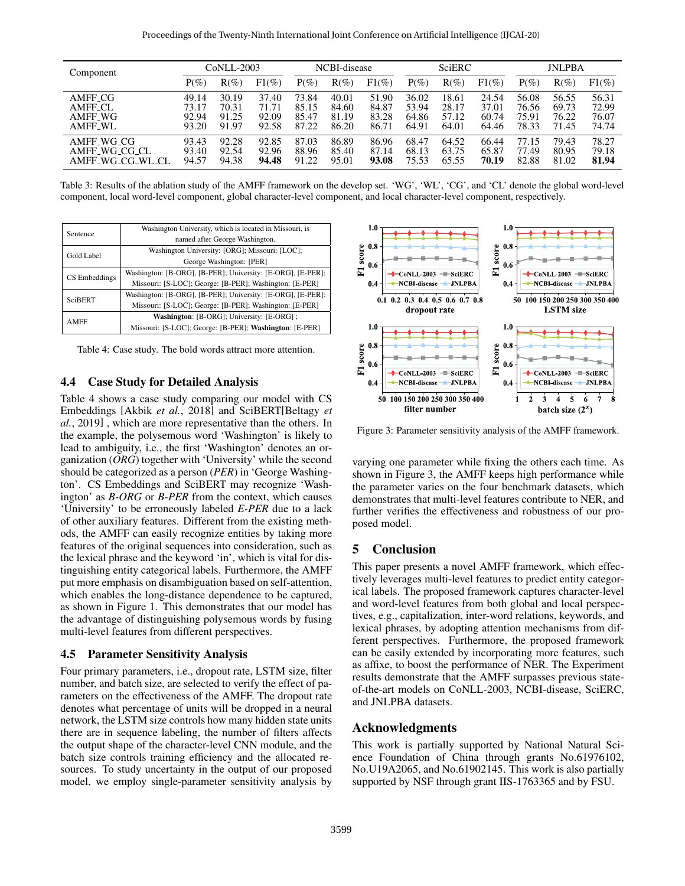| Component | CoNLL-2003 | | | NCBI-disease | | | SciERC | | | JNLPBA | | |
|---|---|---|---|---|---|---|---|---|---|---|---|---|
| | P(%) | R(%) | F1(%) | P(%) | R(%) | F1(%) | P(%) | R(%) | F1(%) | P(%) | R(%) | F1(%) |
| AMFF_CG | 49.14 | 30.19 | 37.40 | 73.84 | 40.01 | 51.90 | 36.02 | 18.61 | 24.54 | 56.08 | 56.55 | 56.31 |
| AMFF_CL | 73.17 | 70.31 | 71.71 | 85.15 | 84.60 | 84.87 | 53.94 | 28.17 | 37.01 | 76.56 | 69.73 | 72.99 |
| AMFF_WG | 92.94 | 91.25 | 92.09 | 85.47 | 81.19 | 83.28 | 64.86 | 57.12 | 60.74 | 75.91 | 76.22 | 76.07 |
| AMFF_WL | 93.20 | 91.97 | 92.58 | 87.22 | 86.20 | 86.71 | 64.91 | 64.01 | 64.46 | 78.33 | 71.45 | 74.74 |
| AMFF_WG_CG | 93.43 | 92.28 | 92.85 | 87.03 | 86.89 | 86.96 | 68.47 | 64.52 | 66.44 | 77.15 | 79.43 | 78.27 |
| AMFF_WG_CG_CL | 93.40 | 92.54 | 92.96 | 88.96 | 85.40 | 87.14 | 68.13 | 63.75 | 65.87 | 77.49 | 80.95 | 79.18 |
| AMFF_WG_CG_WL_CL | 94.57 | 94.38 | **94.48** | 91.22 | 95.01 | **93.08** | 75.53 | 65.55 | **70.19** | 82.88 | 81.02 | **81.94** |

Table 3: Results of the ablation study of the AMFF framework on the develop set. 'WG', 'WL', 'CG', and 'CL' denote the global word-level component, local word-level component, global character-level component, and local character-level component, respectively.

| Sentence | Washington University, which is located in Missouri, is named after George Washington. |
|---|---|
| Gold Label | Washington University: [ORG]; Missouri: [LOC]; George Washington: [PER] |
| CS Embeddings | Washington: [B-ORG], [B-PER]; University: [E-ORG], [E-PER]; Missouri: [S-LOC]; George: [B-PER]; Washington: [E-PER] |
| SciBERT | Washington: [B-ORG], [B-PER]; University: [E-ORG], [E-PER]; Missouri: [S-LOC]; George: [B-PER]; Washington: [E-PER] |
| AMFF | **Washington**: [B-ORG]; University: [E-ORG] ; Missouri: [S-LOC]; George: [B-PER]; **Washington**: [E-PER] |

Table 4: Case study. The bold words attract more attention.

## 4.4 Case Study for Detailed Analysis

Table 4 shows a case study comparing our model with CS Embeddings [Akbik *et al.*, 2018] and SciBERT[Beltagy *et al.*, 2019] , which are more representative than the others. In the example, the polysemous word 'Washington' is likely to lead to ambiguity, i.e., the first 'Washington' denotes an organization (*ORG*) together with 'University' while the second should be categorized as a person (*PER*) in 'George Washington'. CS Embeddings and SciBERT may recognize 'Washington' as *B-ORG* or *B-PER* from the context, which causes 'University' to be erroneously labeled *E-PER* due to a lack of other auxiliary features. Different from the existing methods, the AMFF can easily recognize entities by taking more features of the original sequences into consideration, such as the lexical phrase and the keyword 'in', which is vital for distinguishing entity categorical labels. Furthermore, the AMFF put more emphasis on disambiguation based on self-attention, which enables the long-distance dependence to be captured, as shown in Figure 1. This demonstrates that our model has the advantage of distinguishing polysemous words by fusing multi-level features from different perspectives.

## 4.5 Parameter Sensitivity Analysis

Four primary parameters, i.e., dropout rate, LSTM size, filter number, and batch size, are selected to verify the effect of parameters on the effectiveness of the AMFF. The dropout rate denotes what percentage of units will be dropped in a neural network, the LSTM size controls how many hidden state units there are in sequence labeling, the number of filters affects the output shape of the character-level CNN module, and the batch size controls training efficiency and the allocated resources. To study uncertainty in the output of our proposed model, we employ single-parameter sensitivity analysis by varying one parameter while fixing the others each time. As shown in Figure 3, the AMFF keeps high performance while the parameter varies on the four benchmark datasets, which demonstrates that multi-level features contribute to NER, and further verifies the effectiveness and robustness of our proposed model.

Figure 3: Parameter sensitivity analysis of the AMFF framework.

# 5 Conclusion

This paper presents a novel AMFF framework, which effectively leverages multi-level features to predict entity categorical labels. The proposed framework captures character-level and word-level features from both global and local perspectives, e.g., capitalization, inter-word relations, keywords, and lexical phrases, by adopting attention mechanisms from different perspectives. Furthermore, the proposed framework can be easily extended by incorporating more features, such as affixe, to boost the performance of NER. The Experiment results demonstrate that the AMFF surpasses previous state-of-the-art models on CoNLL-2003, NCBI-disease, SciERC, and JNLPBA datasets.

## Acknowledgments

This work is partially supported by National Natural Science Foundation of China through grants No.61976102, No.U19A2065, and No.61902145. This work is also partially supported by NSF through grant IIS-1763365 and by FSU.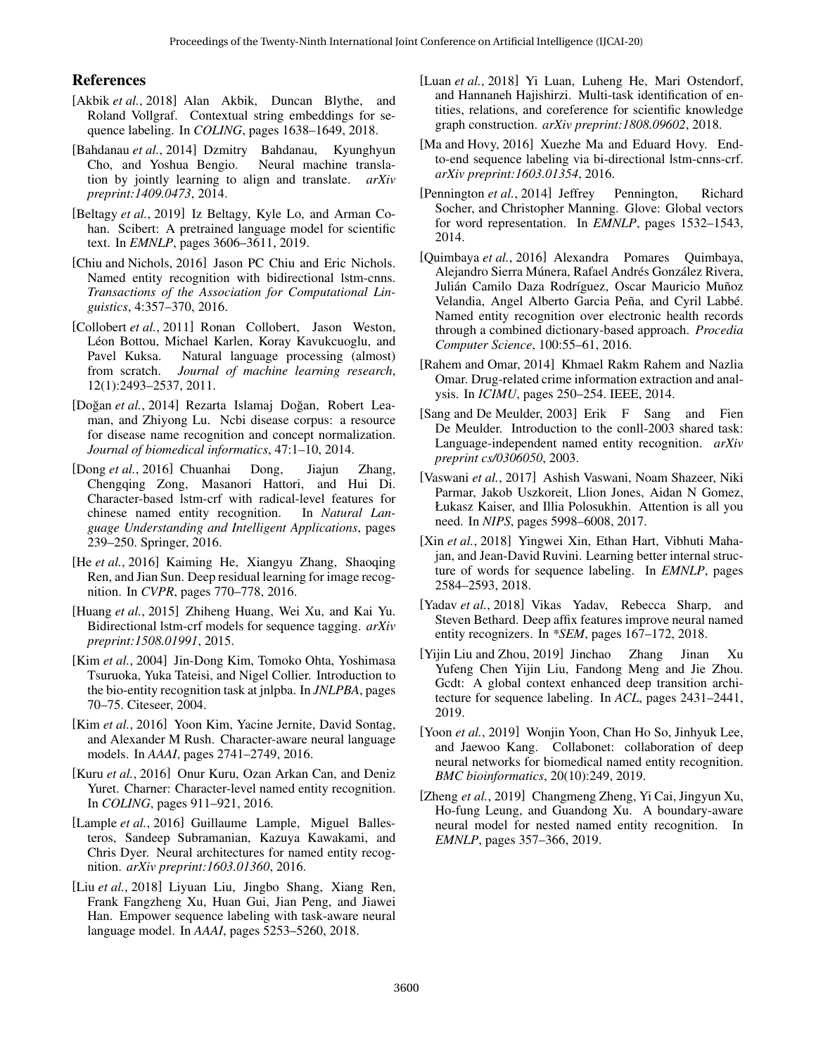## References

[Akbik *et al.*, 2018] Alan Akbik, Duncan Blythe, and Roland Vollgraf. Contextual string embeddings for sequence labeling. In *COLING*, pages 1638–1649, 2018.

[Bahdanau *et al.*, 2014] Dzmitry Bahdanau, Kyunghyun Cho, and Yoshua Bengio. Neural machine translation by jointly learning to align and translate. *arXiv preprint:1409.0473*, 2014.

[Beltagy *et al.*, 2019] Iz Beltagy, Kyle Lo, and Arman Cohan. Scibert: A pretrained language model for scientific text. In *EMNLP*, pages 3606–3611, 2019.

[Chiu and Nichols, 2016] Jason PC Chiu and Eric Nichols. Named entity recognition with bidirectional lstm-cnns. *Transactions of the Association for Computational Linguistics*, 4:357–370, 2016.

[Collobert *et al.*, 2011] Ronan Collobert, Jason Weston, Léon Bottou, Michael Karlen, Koray Kavukcuoglu, and Pavel Kuksa. Natural language processing (almost) from scratch. *Journal of machine learning research*, 12(1):2493–2537, 2011.

[Doğan *et al.*, 2014] Rezarta Islamaj Doğan, Robert Leaman, and Zhiyong Lu. Ncbi disease corpus: a resource for disease name recognition and concept normalization. *Journal of biomedical informatics*, 47:1–10, 2014.

[Dong *et al.*, 2016] Chuanhai Dong, Jiajun Zhang, Chengqing Zong, Masanori Hattori, and Hui Di. Character-based lstm-crf with radical-level features for chinese named entity recognition. In *Natural Language Understanding and Intelligent Applications*, pages 239–250. Springer, 2016.

[He *et al.*, 2016] Kaiming He, Xiangyu Zhang, Shaoqing Ren, and Jian Sun. Deep residual learning for image recognition. In *CVPR*, pages 770–778, 2016.

[Huang *et al.*, 2015] Zhiheng Huang, Wei Xu, and Kai Yu. Bidirectional lstm-crf models for sequence tagging. *arXiv preprint:1508.01991*, 2015.

[Kim *et al.*, 2004] Jin-Dong Kim, Tomoko Ohta, Yoshimasa Tsuruoka, Yuka Tateisi, and Nigel Collier. Introduction to the bio-entity recognition task at jnlpba. In *JNLPBA*, pages 70–75. Citeseer, 2004.

[Kim *et al.*, 2016] Yoon Kim, Yacine Jernite, David Sontag, and Alexander M Rush. Character-aware neural language models. In *AAAI*, pages 2741–2749, 2016.

[Kuru *et al.*, 2016] Onur Kuru, Ozan Arkan Can, and Deniz Yuret. Charner: Character-level named entity recognition. In *COLING*, pages 911–921, 2016.

[Lample *et al.*, 2016] Guillaume Lample, Miguel Ballesteros, Sandeep Subramanian, Kazuya Kawakami, and Chris Dyer. Neural architectures for named entity recognition. *arXiv preprint:1603.01360*, 2016.

[Liu *et al.*, 2018] Liyuan Liu, Jingbo Shang, Xiang Ren, Frank Fangzheng Xu, Huan Gui, Jian Peng, and Jiawei Han. Empower sequence labeling with task-aware neural language model. In *AAAI*, pages 5253–5260, 2018.

[Luan *et al.*, 2018] Yi Luan, Luheng He, Mari Ostendorf, and Hannaneh Hajishirzi. Multi-task identification of entities, relations, and coreference for scientific knowledge graph construction. *arXiv preprint:1808.09602*, 2018.

[Ma and Hovy, 2016] Xuezhe Ma and Eduard Hovy. End-to-end sequence labeling via bi-directional lstm-cnns-crf. *arXiv preprint:1603.01354*, 2016.

[Pennington *et al.*, 2014] Jeffrey Pennington, Richard Socher, and Christopher Manning. Glove: Global vectors for word representation. In *EMNLP*, pages 1532–1543, 2014.

[Quimbaya *et al.*, 2016] Alexandra Pomares Quimbaya, Alejandro Sierra Múnera, Rafael Andrés González Rivera, Julián Camilo Daza Rodríguez, Oscar Mauricio Muñoz Velandia, Angel Alberto Garcia Peña, and Cyril Labbé. Named entity recognition over electronic health records through a combined dictionary-based approach. *Procedia Computer Science*, 100:55–61, 2016.

[Rahem and Omar, 2014] Khmael Rakm Rahem and Nazlia Omar. Drug-related crime information extraction and analysis. In *ICIMU*, pages 250–254. IEEE, 2014.

[Sang and De Meulder, 2003] Erik F Sang and Fien De Meulder. Introduction to the conll-2003 shared task: Language-independent named entity recognition. *arXiv preprint cs/0306050*, 2003.

[Vaswani *et al.*, 2017] Ashish Vaswani, Noam Shazeer, Niki Parmar, Jakob Uszkoreit, Llion Jones, Aidan N Gomez, Łukasz Kaiser, and Illia Polosukhin. Attention is all you need. In *NIPS*, pages 5998–6008, 2017.

[Xin *et al.*, 2018] Yingwei Xin, Ethan Hart, Vibhuti Mahajan, and Jean-David Ruvini. Learning better internal structure of words for sequence labeling. In *EMNLP*, pages 2584–2593, 2018.

[Yadav *et al.*, 2018] Vikas Yadav, Rebecca Sharp, and Steven Bethard. Deep affix features improve neural named entity recognizers. In *\*SEM*, pages 167–172, 2018.

[Yijin Liu and Zhou, 2019] Jinchao Zhang Jinan Xu Yufeng Chen Yijin Liu, Fandong Meng and Jie Zhou. Gcdt: A global context enhanced deep transition architecture for sequence labeling. In *ACL*, pages 2431–2441, 2019.

[Yoon *et al.*, 2019] Wonjin Yoon, Chan Ho So, Jinhyuk Lee, and Jaewoo Kang. Collabonet: collaboration of deep neural networks for biomedical named entity recognition. *BMC bioinformatics*, 20(10):249, 2019.

[Zheng *et al.*, 2019] Changmeng Zheng, Yi Cai, Jingyun Xu, Ho-fung Leung, and Guandong Xu. A boundary-aware neural model for nested named entity recognition. In *EMNLP*, pages 357–366, 2019.